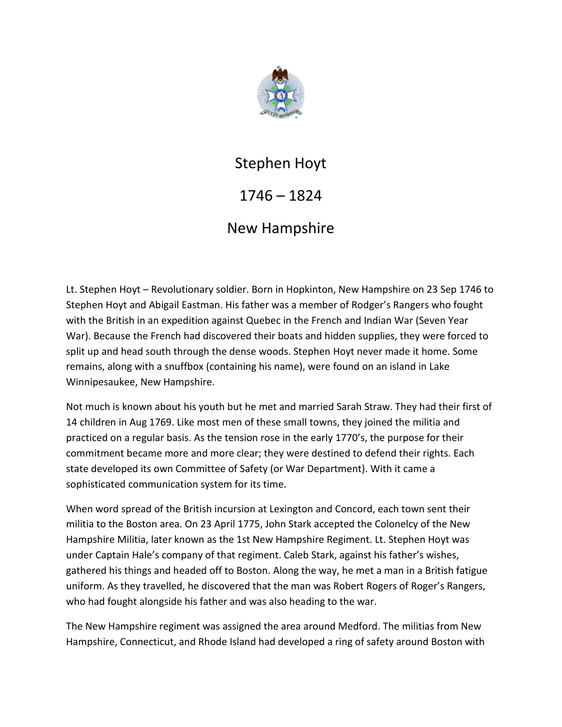# Stephen Hoyt

## 1746 – 1824

## New Hampshire

Lt. Stephen Hoyt – Revolutionary soldier. Born in Hopkinton, New Hampshire on 23 Sep 1746 to Stephen Hoyt and Abigail Eastman. His father was a member of Rodger's Rangers who fought with the British in an expedition against Quebec in the French and Indian War (Seven Year War). Because the French had discovered their boats and hidden supplies, they were forced to split up and head south through the dense woods. Stephen Hoyt never made it home. Some remains, along with a snuffbox (containing his name), were found on an island in Lake Winnipesaukee, New Hampshire.

Not much is known about his youth but he met and married Sarah Straw. They had their first of 14 children in Aug 1769. Like most men of these small towns, they joined the militia and practiced on a regular basis. As the tension rose in the early 1770's, the purpose for their commitment became more and more clear; they were destined to defend their rights. Each state developed its own Committee of Safety (or War Department). With it came a sophisticated communication system for its time.

When word spread of the British incursion at Lexington and Concord, each town sent their militia to the Boston area. On 23 April 1775, John Stark accepted the Colonelcy of the New Hampshire Militia, later known as the 1st New Hampshire Regiment. Lt. Stephen Hoyt was under Captain Hale's company of that regiment. Caleb Stark, against his father's wishes, gathered his things and headed off to Boston. Along the way, he met a man in a British fatigue uniform. As they travelled, he discovered that the man was Robert Rogers of Roger's Rangers, who had fought alongside his father and was also heading to the war.

The New Hampshire regiment was assigned the area around Medford. The militias from New Hampshire, Connecticut, and Rhode Island had developed a ring of safety around Boston with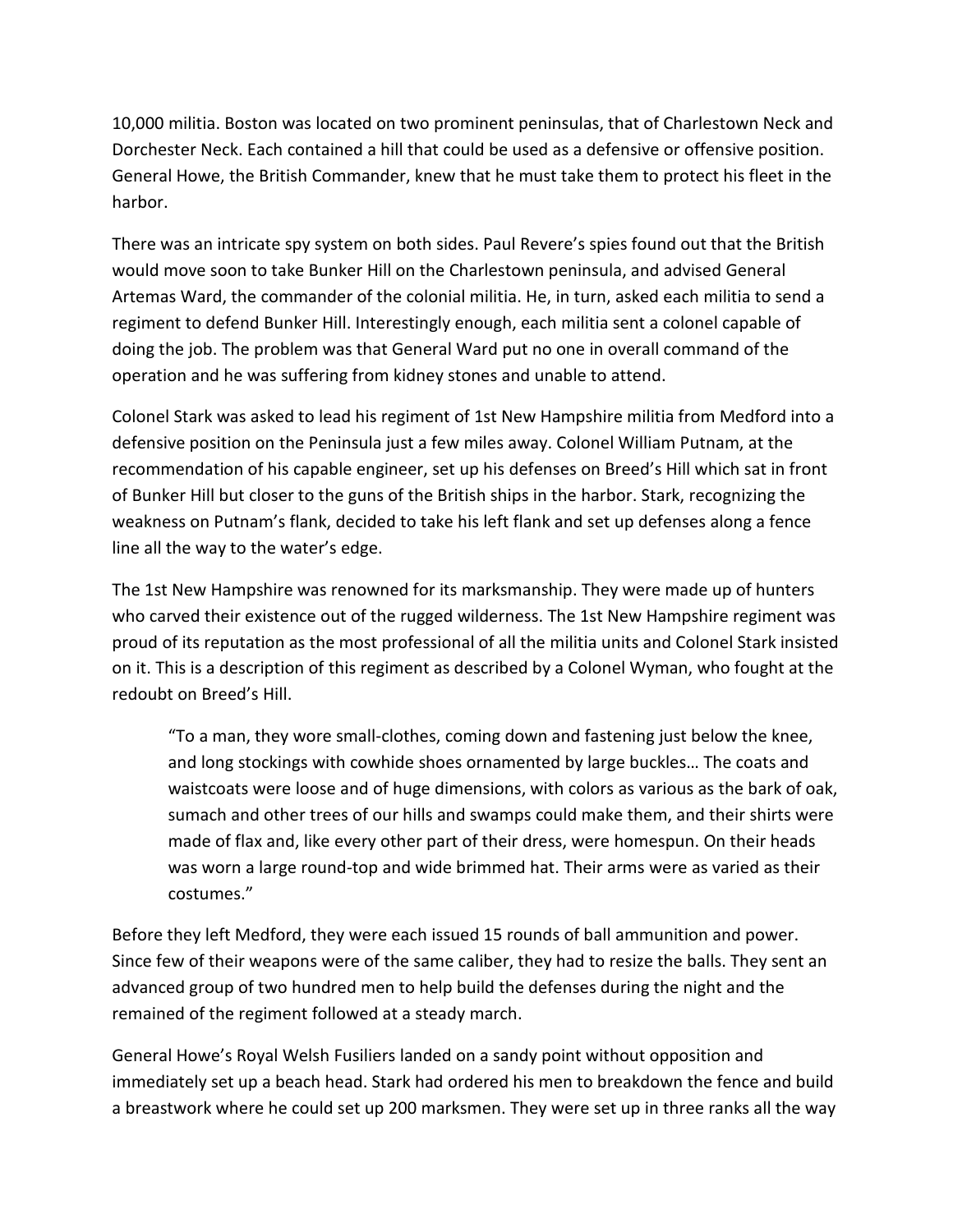10,000 militia. Boston was located on two prominent peninsulas, that of Charlestown Neck and Dorchester Neck. Each contained a hill that could be used as a defensive or offensive position. General Howe, the British Commander, knew that he must take them to protect his fleet in the harbor.

There was an intricate spy system on both sides. Paul Revere's spies found out that the British would move soon to take Bunker Hill on the Charlestown peninsula, and advised General Artemas Ward, the commander of the colonial militia. He, in turn, asked each militia to send a regiment to defend Bunker Hill. Interestingly enough, each militia sent a colonel capable of doing the job. The problem was that General Ward put no one in overall command of the operation and he was suffering from kidney stones and unable to attend.

Colonel Stark was asked to lead his regiment of 1st New Hampshire militia from Medford into a defensive position on the Peninsula just a few miles away. Colonel William Putnam, at the recommendation of his capable engineer, set up his defenses on Breed's Hill which sat in front of Bunker Hill but closer to the guns of the British ships in the harbor. Stark, recognizing the weakness on Putnam's flank, decided to take his left flank and set up defenses along a fence line all the way to the water's edge.

The 1st New Hampshire was renowned for its marksmanship. They were made up of hunters who carved their existence out of the rugged wilderness. The 1st New Hampshire regiment was proud of its reputation as the most professional of all the militia units and Colonel Stark insisted on it. This is a description of this regiment as described by a Colonel Wyman, who fought at the redoubt on Breed's Hill.

> "To a man, they wore small-clothes, coming down and fastening just below the knee, and long stockings with cowhide shoes ornamented by large buckles… The coats and waistcoats were loose and of huge dimensions, with colors as various as the bark of oak, sumach and other trees of our hills and swamps could make them, and their shirts were made of flax and, like every other part of their dress, were homespun. On their heads was worn a large round-top and wide brimmed hat. Their arms were as varied as their costumes."

Before they left Medford, they were each issued 15 rounds of ball ammunition and power. Since few of their weapons were of the same caliber, they had to resize the balls. They sent an advanced group of two hundred men to help build the defenses during the night and the remained of the regiment followed at a steady march.

General Howe's Royal Welsh Fusiliers landed on a sandy point without opposition and immediately set up a beach head. Stark had ordered his men to breakdown the fence and build a breastwork where he could set up 200 marksmen. They were set up in three ranks all the way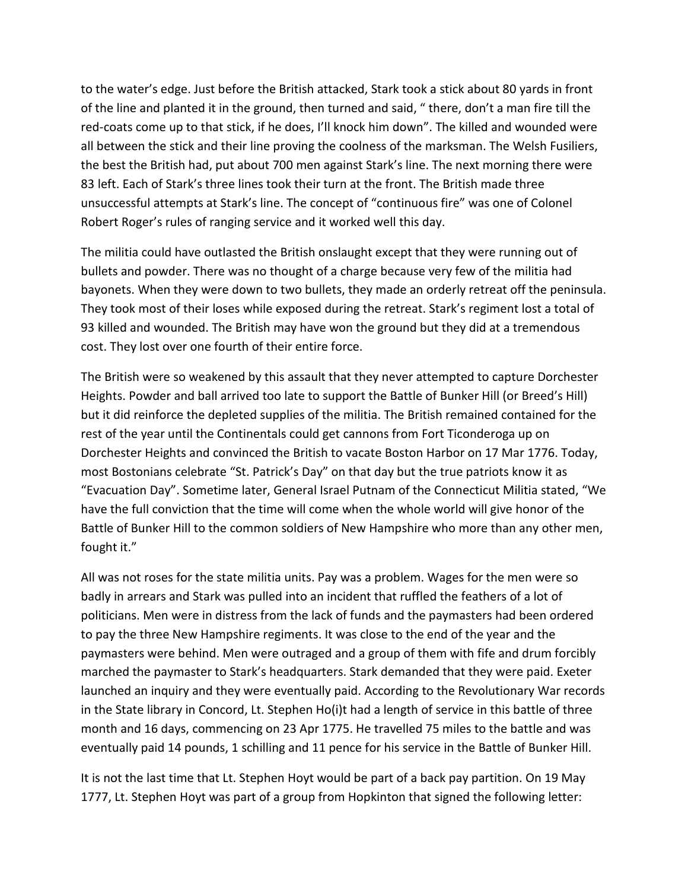to the water's edge. Just before the British attacked, Stark took a stick about 80 yards in front of the line and planted it in the ground, then turned and said, " there, don't a man fire till the red-coats come up to that stick, if he does, I'll knock him down". The killed and wounded were all between the stick and their line proving the coolness of the marksman. The Welsh Fusiliers, the best the British had, put about 700 men against Stark's line. The next morning there were 83 left. Each of Stark's three lines took their turn at the front. The British made three unsuccessful attempts at Stark's line. The concept of "continuous fire" was one of Colonel Robert Roger's rules of ranging service and it worked well this day.

The militia could have outlasted the British onslaught except that they were running out of bullets and powder. There was no thought of a charge because very few of the militia had bayonets. When they were down to two bullets, they made an orderly retreat off the peninsula. They took most of their loses while exposed during the retreat. Stark's regiment lost a total of 93 killed and wounded. The British may have won the ground but they did at a tremendous cost. They lost over one fourth of their entire force.

The British were so weakened by this assault that they never attempted to capture Dorchester Heights. Powder and ball arrived too late to support the Battle of Bunker Hill (or Breed's Hill) but it did reinforce the depleted supplies of the militia. The British remained contained for the rest of the year until the Continentals could get cannons from Fort Ticonderoga up on Dorchester Heights and convinced the British to vacate Boston Harbor on 17 Mar 1776. Today, most Bostonians celebrate "St. Patrick's Day" on that day but the true patriots know it as "Evacuation Day". Sometime later, General Israel Putnam of the Connecticut Militia stated, "We have the full conviction that the time will come when the whole world will give honor of the Battle of Bunker Hill to the common soldiers of New Hampshire who more than any other men, fought it."

All was not roses for the state militia units. Pay was a problem. Wages for the men were so badly in arrears and Stark was pulled into an incident that ruffled the feathers of a lot of politicians. Men were in distress from the lack of funds and the paymasters had been ordered to pay the three New Hampshire regiments. It was close to the end of the year and the paymasters were behind. Men were outraged and a group of them with fife and drum forcibly marched the paymaster to Stark's headquarters. Stark demanded that they were paid. Exeter launched an inquiry and they were eventually paid. According to the Revolutionary War records in the State library in Concord, Lt. Stephen Ho(i)t had a length of service in this battle of three month and 16 days, commencing on 23 Apr 1775. He travelled 75 miles to the battle and was eventually paid 14 pounds, 1 schilling and 11 pence for his service in the Battle of Bunker Hill.

It is not the last time that Lt. Stephen Hoyt would be part of a back pay partition. On 19 May 1777, Lt. Stephen Hoyt was part of a group from Hopkinton that signed the following letter: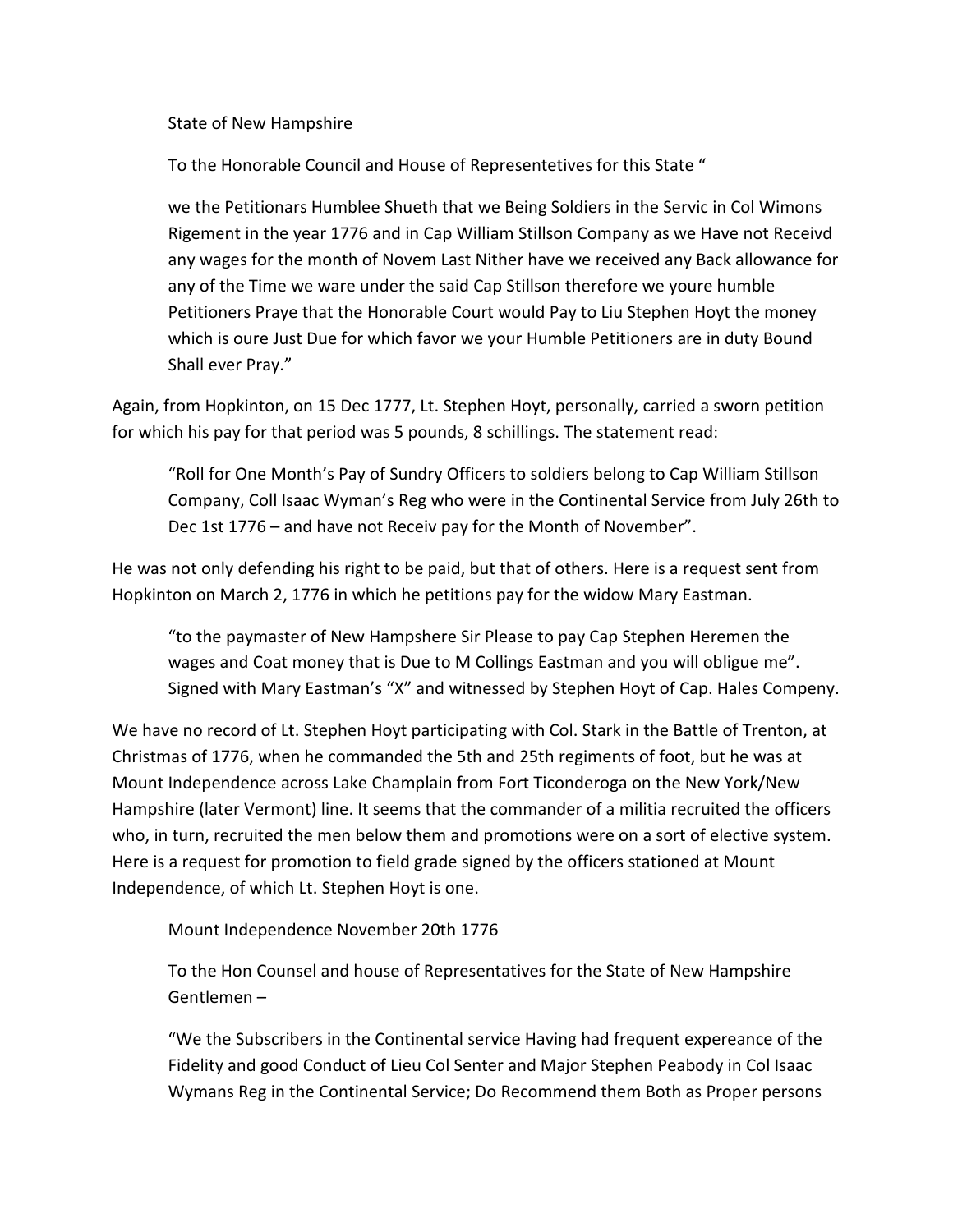State of New Hampshire

To the Honorable Council and House of Representetives for this State "

we the Petitionars Humblee Shueth that we Being Soldiers in the Servic in Col Wimons Rigement in the year 1776 and in Cap William Stillson Company as we Have not Receivd any wages for the month of Novem Last Nither have we received any Back allowance for any of the Time we ware under the said Cap Stillson therefore we youre humble Petitioners Praye that the Honorable Court would Pay to Liu Stephen Hoyt the money which is oure Just Due for which favor we your Humble Petitioners are in duty Bound Shall ever Pray."

Again, from Hopkinton, on 15 Dec 1777, Lt. Stephen Hoyt, personally, carried a sworn petition for which his pay for that period was 5 pounds, 8 schillings. The statement read:

"Roll for One Month's Pay of Sundry Officers to soldiers belong to Cap William Stillson Company, Coll Isaac Wyman's Reg who were in the Continental Service from July 26th to Dec 1st 1776 – and have not Receiv pay for the Month of November".

He was not only defending his right to be paid, but that of others. Here is a request sent from Hopkinton on March 2, 1776 in which he petitions pay for the widow Mary Eastman.

"to the paymaster of New Hampshere Sir Please to pay Cap Stephen Heremen the wages and Coat money that is Due to M Collings Eastman and you will obligue me". Signed with Mary Eastman's "X" and witnessed by Stephen Hoyt of Cap. Hales Compeny.

We have no record of Lt. Stephen Hoyt participating with Col. Stark in the Battle of Trenton, at Christmas of 1776, when he commanded the 5th and 25th regiments of foot, but he was at Mount Independence across Lake Champlain from Fort Ticonderoga on the New York/New Hampshire (later Vermont) line. It seems that the commander of a militia recruited the officers who, in turn, recruited the men below them and promotions were on a sort of elective system. Here is a request for promotion to field grade signed by the officers stationed at Mount Independence, of which Lt. Stephen Hoyt is one.

Mount Independence November 20th 1776

To the Hon Counsel and house of Representatives for the State of New Hampshire Gentlemen –

"We the Subscribers in the Continental service Having had frequent expereance of the Fidelity and good Conduct of Lieu Col Senter and Major Stephen Peabody in Col Isaac Wymans Reg in the Continental Service; Do Recommend them Both as Proper persons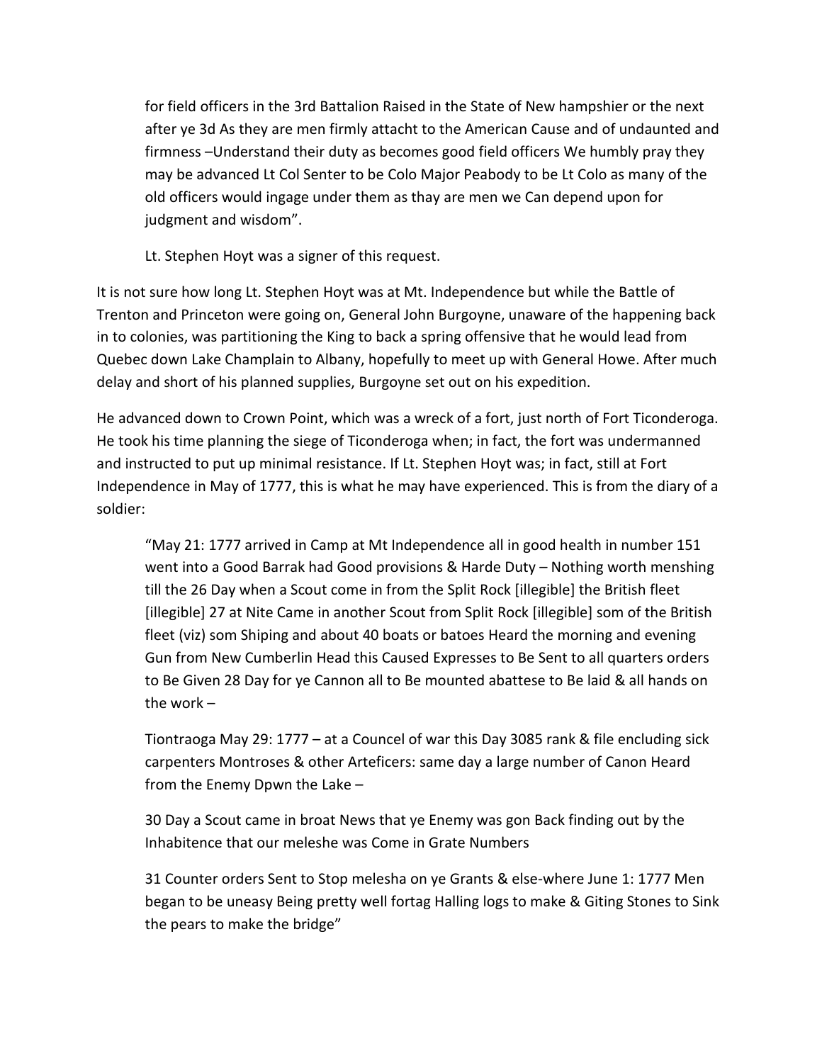for field officers in the 3rd Battalion Raised in the State of New hampshier or the next after ye 3d As they are men firmly attacht to the American Cause and of undaunted and firmness –Understand their duty as becomes good field officers We humbly pray they may be advanced Lt Col Senter to be Colo Major Peabody to be Lt Colo as many of the old officers would ingage under them as thay are men we Can depend upon for judgment and wisdom".

Lt. Stephen Hoyt was a signer of this request.

It is not sure how long Lt. Stephen Hoyt was at Mt. Independence but while the Battle of Trenton and Princeton were going on, General John Burgoyne, unaware of the happening back in to colonies, was partitioning the King to back a spring offensive that he would lead from Quebec down Lake Champlain to Albany, hopefully to meet up with General Howe. After much delay and short of his planned supplies, Burgoyne set out on his expedition.

He advanced down to Crown Point, which was a wreck of a fort, just north of Fort Ticonderoga. He took his time planning the siege of Ticonderoga when; in fact, the fort was undermanned and instructed to put up minimal resistance. If Lt. Stephen Hoyt was; in fact, still at Fort Independence in May of 1777, this is what he may have experienced. This is from the diary of a soldier:

> "May 21: 1777 arrived in Camp at Mt Independence all in good health in number 151 went into a Good Barrak had Good provisions & Harde Duty – Nothing worth menshing till the 26 Day when a Scout come in from the Split Rock [illegible] the British fleet [illegible] 27 at Nite Came in another Scout from Split Rock [illegible] som of the British fleet (viz) som Shiping and about 40 boats or batoes Heard the morning and evening Gun from New Cumberlin Head this Caused Expresses to Be Sent to all quarters orders to Be Given 28 Day for ye Cannon all to Be mounted abattese to Be laid & all hands on the work –
>
> Tiontraoga May 29: 1777 – at a Councel of war this Day 3085 rank & file encluding sick carpenters Montroses & other Arteficers: same day a large number of Canon Heard from the Enemy Dpwn the Lake –
>
> 30 Day a Scout came in broat News that ye Enemy was gon Back finding out by the Inhabitence that our meleshe was Come in Grate Numbers
>
> 31 Counter orders Sent to Stop melesha on ye Grants & else-where June 1: 1777 Men began to be uneasy Being pretty well fortag Halling logs to make & Giting Stones to Sink the pears to make the bridge"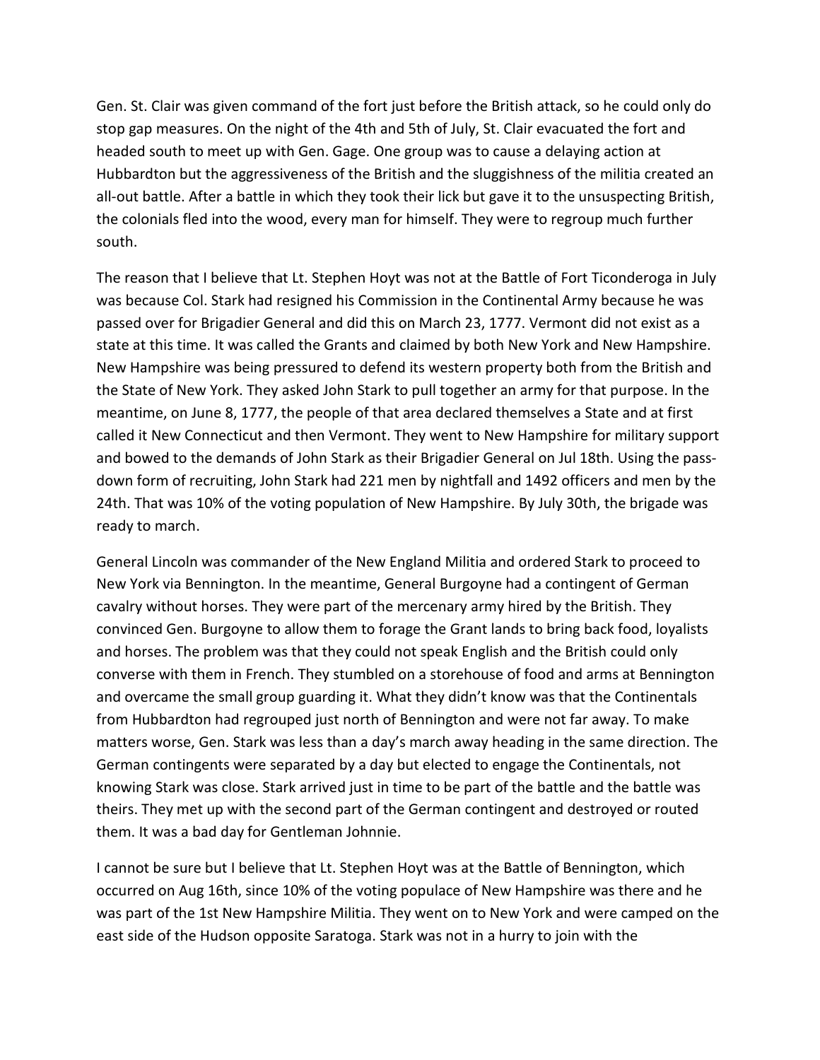Gen. St. Clair was given command of the fort just before the British attack, so he could only do stop gap measures. On the night of the 4th and 5th of July, St. Clair evacuated the fort and headed south to meet up with Gen. Gage. One group was to cause a delaying action at Hubbardton but the aggressiveness of the British and the sluggishness of the militia created an all-out battle. After a battle in which they took their lick but gave it to the unsuspecting British, the colonials fled into the wood, every man for himself. They were to regroup much further south.

The reason that I believe that Lt. Stephen Hoyt was not at the Battle of Fort Ticonderoga in July was because Col. Stark had resigned his Commission in the Continental Army because he was passed over for Brigadier General and did this on March 23, 1777. Vermont did not exist as a state at this time. It was called the Grants and claimed by both New York and New Hampshire. New Hampshire was being pressured to defend its western property both from the British and the State of New York. They asked John Stark to pull together an army for that purpose. In the meantime, on June 8, 1777, the people of that area declared themselves a State and at first called it New Connecticut and then Vermont. They went to New Hampshire for military support and bowed to the demands of John Stark as their Brigadier General on Jul 18th. Using the pass-down form of recruiting, John Stark had 221 men by nightfall and 1492 officers and men by the 24th. That was 10% of the voting population of New Hampshire. By July 30th, the brigade was ready to march.

General Lincoln was commander of the New England Militia and ordered Stark to proceed to New York via Bennington. In the meantime, General Burgoyne had a contingent of German cavalry without horses. They were part of the mercenary army hired by the British. They convinced Gen. Burgoyne to allow them to forage the Grant lands to bring back food, loyalists and horses. The problem was that they could not speak English and the British could only converse with them in French. They stumbled on a storehouse of food and arms at Bennington and overcame the small group guarding it. What they didn't know was that the Continentals from Hubbardton had regrouped just north of Bennington and were not far away. To make matters worse, Gen. Stark was less than a day's march away heading in the same direction. The German contingents were separated by a day but elected to engage the Continentals, not knowing Stark was close. Stark arrived just in time to be part of the battle and the battle was theirs. They met up with the second part of the German contingent and destroyed or routed them. It was a bad day for Gentleman Johnnie.

I cannot be sure but I believe that Lt. Stephen Hoyt was at the Battle of Bennington, which occurred on Aug 16th, since 10% of the voting populace of New Hampshire was there and he was part of the 1st New Hampshire Militia. They went on to New York and were camped on the east side of the Hudson opposite Saratoga. Stark was not in a hurry to join with the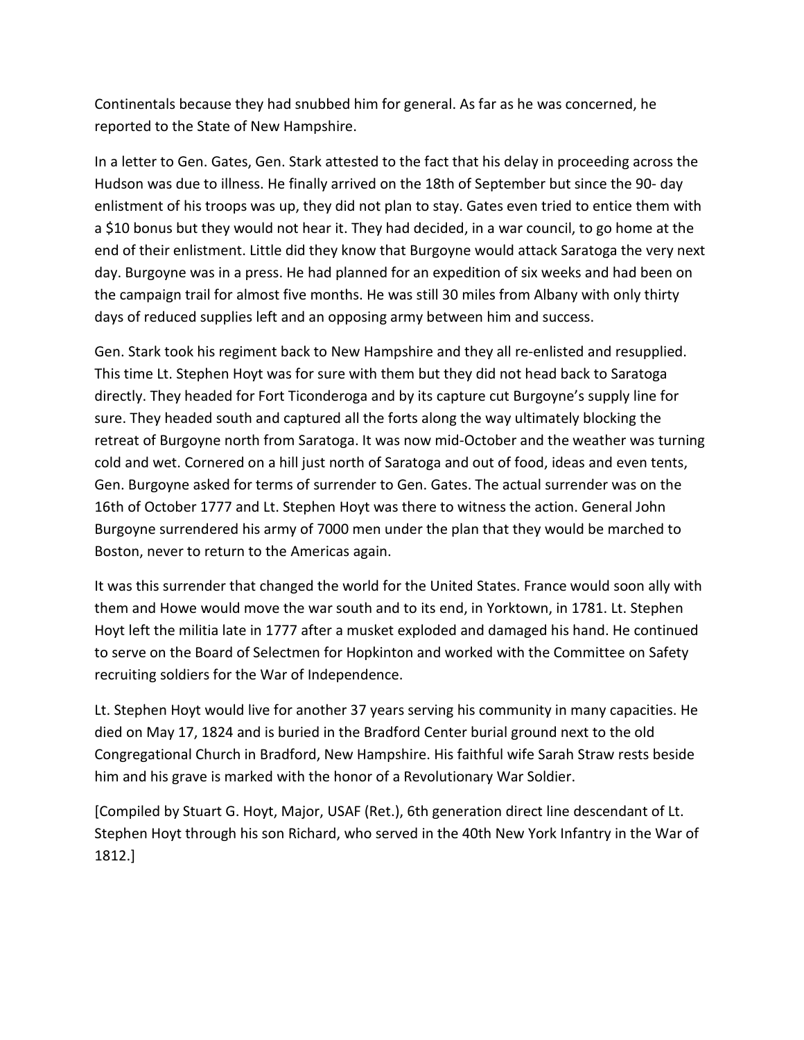Continentals because they had snubbed him for general. As far as he was concerned, he reported to the State of New Hampshire.

In a letter to Gen. Gates, Gen. Stark attested to the fact that his delay in proceeding across the Hudson was due to illness. He finally arrived on the 18th of September but since the 90- day enlistment of his troops was up, they did not plan to stay. Gates even tried to entice them with a $10 bonus but they would not hear it. They had decided, in a war council, to go home at the end of their enlistment. Little did they know that Burgoyne would attack Saratoga the very next day. Burgoyne was in a press. He had planned for an expedition of six weeks and had been on the campaign trail for almost five months. He was still 30 miles from Albany with only thirty days of reduced supplies left and an opposing army between him and success.

Gen. Stark took his regiment back to New Hampshire and they all re-enlisted and resupplied. This time Lt. Stephen Hoyt was for sure with them but they did not head back to Saratoga directly. They headed for Fort Ticonderoga and by its capture cut Burgoyne's supply line for sure. They headed south and captured all the forts along the way ultimately blocking the retreat of Burgoyne north from Saratoga. It was now mid-October and the weather was turning cold and wet. Cornered on a hill just north of Saratoga and out of food, ideas and even tents, Gen. Burgoyne asked for terms of surrender to Gen. Gates. The actual surrender was on the 16th of October 1777 and Lt. Stephen Hoyt was there to witness the action. General John Burgoyne surrendered his army of 7000 men under the plan that they would be marched to Boston, never to return to the Americas again.

It was this surrender that changed the world for the United States. France would soon ally with them and Howe would move the war south and to its end, in Yorktown, in 1781. Lt. Stephen Hoyt left the militia late in 1777 after a musket exploded and damaged his hand. He continued to serve on the Board of Selectmen for Hopkinton and worked with the Committee on Safety recruiting soldiers for the War of Independence.

Lt. Stephen Hoyt would live for another 37 years serving his community in many capacities. He died on May 17, 1824 and is buried in the Bradford Center burial ground next to the old Congregational Church in Bradford, New Hampshire. His faithful wife Sarah Straw rests beside him and his grave is marked with the honor of a Revolutionary War Soldier.

[Compiled by Stuart G. Hoyt, Major, USAF (Ret.), 6th generation direct line descendant of Lt. Stephen Hoyt through his son Richard, who served in the 40th New York Infantry in the War of 1812.]